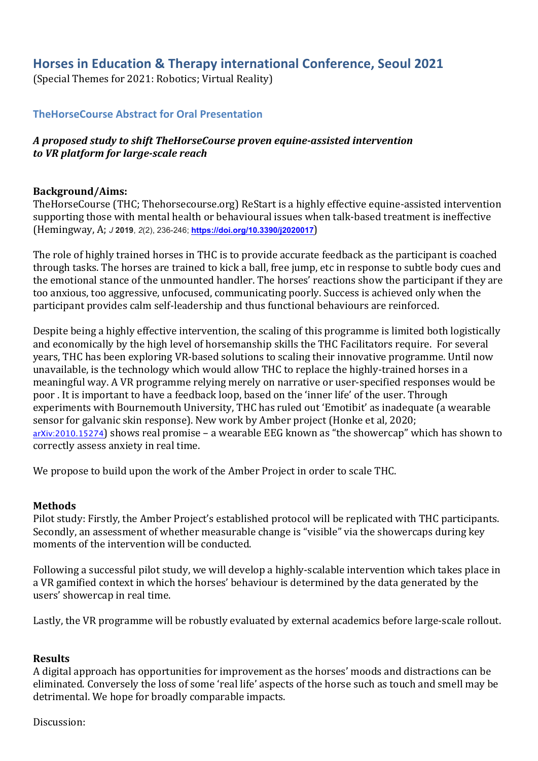## Horses in Education & Therapy international Conference, Seoul 2021

(Special Themes for 2021: Robotics; Virtual Reality)

### TheHorseCourse Abstract for Oral Presentation

***A proposed study to shift TheHorseCourse proven equine-assisted intervention to VR platform for large-scale reach***

**Background/Aims:**
TheHorseCourse (THC; Thehorsecourse.org) ReStart is a highly effective equine-assisted intervention supporting those with mental health or behavioural issues when talk-based treatment is ineffective (Hemingway, A; *J* **2019**, *2*(2), 236-246; https://doi.org/10.3390/j2020017)

The role of highly trained horses in THC is to provide accurate feedback as the participant is coached through tasks. The horses are trained to kick a ball, free jump, etc in response to subtle body cues and the emotional stance of the unmounted handler. The horses' reactions show the participant if they are too anxious, too aggressive, unfocused, communicating poorly. Success is achieved only when the participant provides calm self-leadership and thus functional behaviours are reinforced.

Despite being a highly effective intervention, the scaling of this programme is limited both logistically and economically by the high level of horsemanship skills the THC Facilitators require. For several years, THC has been exploring VR-based solutions to scaling their innovative programme. Until now unavailable, is the technology which would allow THC to replace the highly-trained horses in a meaningful way. A VR programme relying merely on narrative or user-specified responses would be poor . It is important to have a feedback loop, based on the 'inner life' of the user. Through experiments with Bournemouth University, THC has ruled out 'Emotibit' as inadequate (a wearable sensor for galvanic skin response). New work by Amber project (Honke et al, 2020; arXiv:2010.15274) shows real promise – a wearable EEG known as "the showercap" which has shown to correctly assess anxiety in real time.

We propose to build upon the work of the Amber Project in order to scale THC.

**Methods**
Pilot study: Firstly, the Amber Project's established protocol will be replicated with THC participants. Secondly, an assessment of whether measurable change is "visible" via the showercaps during key moments of the intervention will be conducted.

Following a successful pilot study, we will develop a highly-scalable intervention which takes place in a VR gamified context in which the horses' behaviour is determined by the data generated by the users' showercap in real time.

Lastly, the VR programme will be robustly evaluated by external academics before large-scale rollout.

**Results**
A digital approach has opportunities for improvement as the horses' moods and distractions can be eliminated. Conversely the loss of some 'real life' aspects of the horse such as touch and smell may be detrimental. We hope for broadly comparable impacts.

Discussion: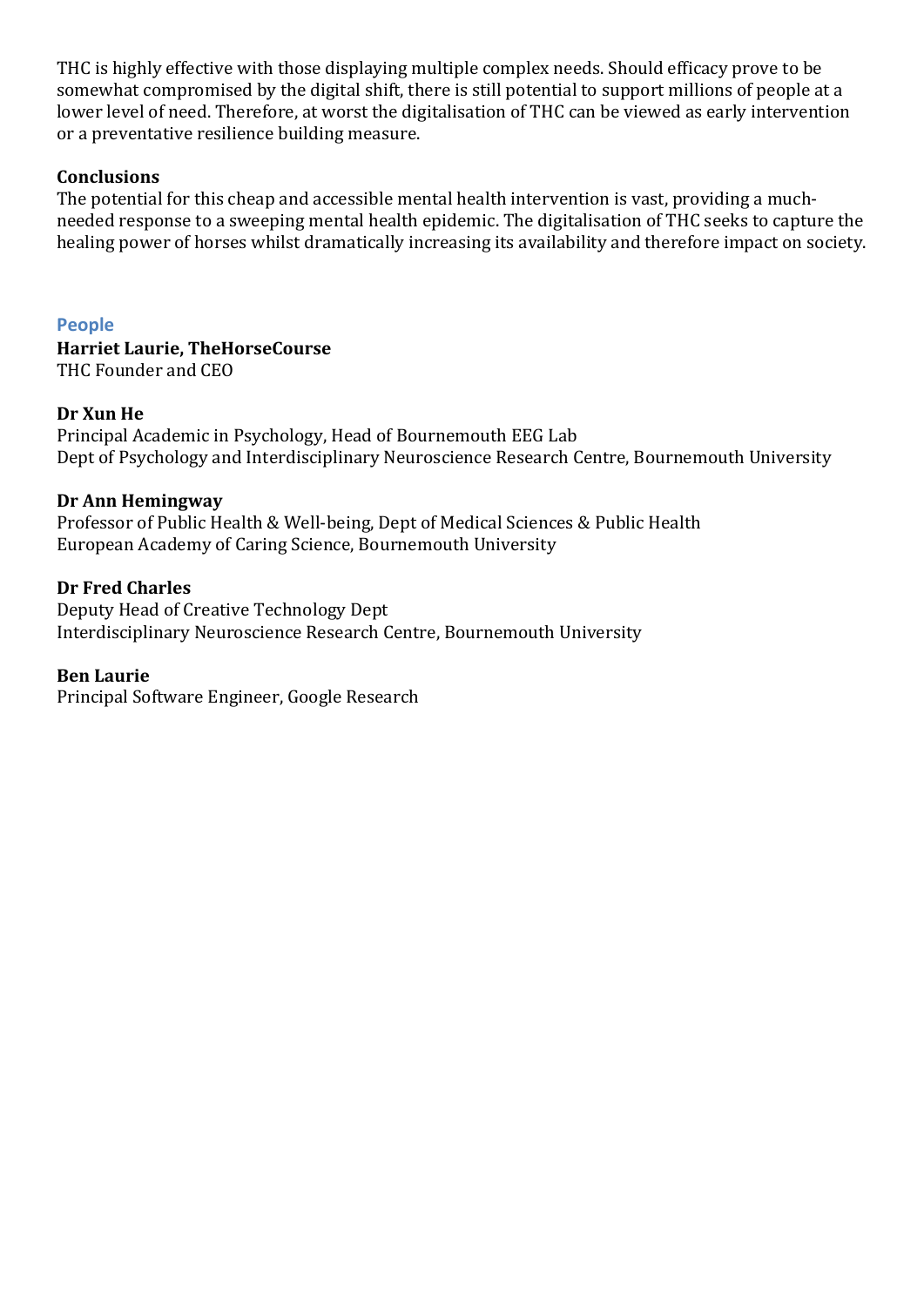THC is highly effective with those displaying multiple complex needs. Should efficacy prove to be somewhat compromised by the digital shift, there is still potential to support millions of people at a lower level of need. Therefore, at worst the digitalisation of THC can be viewed as early intervention or a preventative resilience building measure.

**Conclusions**
The potential for this cheap and accessible mental health intervention is vast, providing a much-needed response to a sweeping mental health epidemic. The digitalisation of THC seeks to capture the healing power of horses whilst dramatically increasing its availability and therefore impact on society.

## People

**Harriet Laurie, TheHorseCourse**
THC Founder and CEO

**Dr Xun He**
Principal Academic in Psychology, Head of Bournemouth EEG Lab
Dept of Psychology and Interdisciplinary Neuroscience Research Centre, Bournemouth University

**Dr Ann Hemingway**
Professor of Public Health & Well-being, Dept of Medical Sciences & Public Health
European Academy of Caring Science, Bournemouth University

**Dr Fred Charles**
Deputy Head of Creative Technology Dept
Interdisciplinary Neuroscience Research Centre, Bournemouth University

**Ben Laurie**
Principal Software Engineer, Google Research